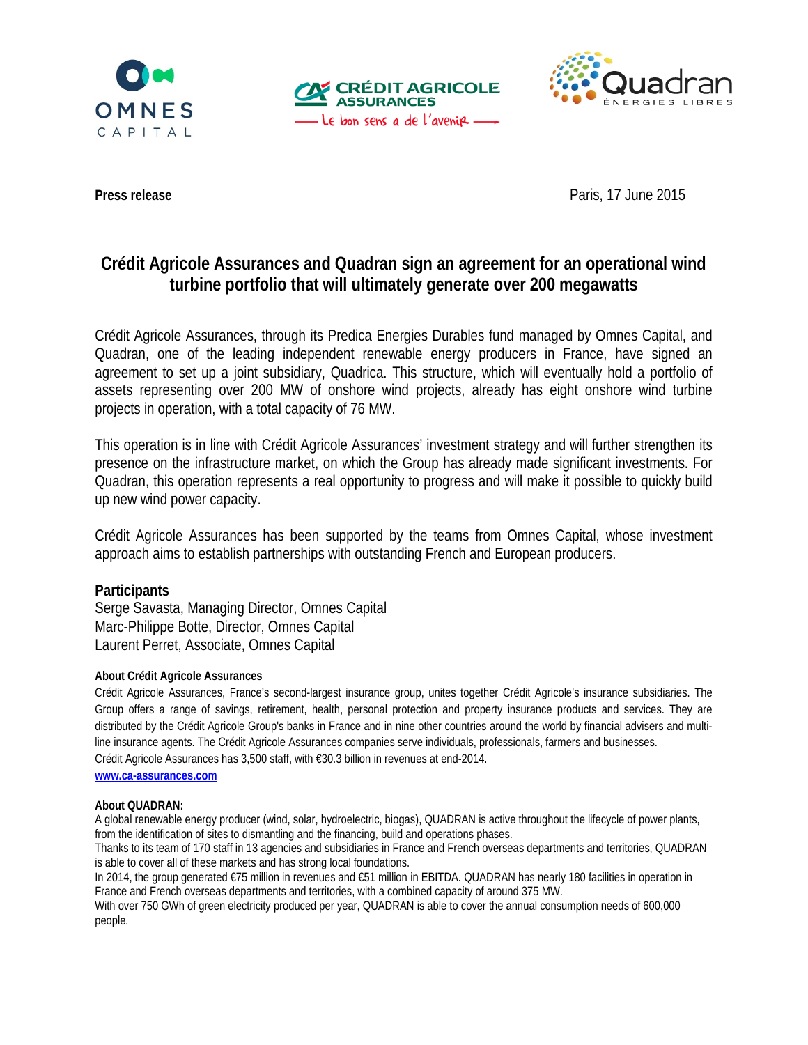**Press release** Paris, 17 June 2015

# Crédit Agricole Assurances and Quadran sign an agreement for an operational wind turbine portfolio that will ultimately generate over 200 megawatts

Crédit Agricole Assurances, through its Predica Energies Durables fund managed by Omnes Capital, and Quadran, one of the leading independent renewable energy producers in France, have signed an agreement to set up a joint subsidiary, Quadrica. This structure, which will eventually hold a portfolio of assets representing over 200 MW of onshore wind projects, already has eight onshore wind turbine projects in operation, with a total capacity of 76 MW.

This operation is in line with Crédit Agricole Assurances' investment strategy and will further strengthen its presence on the infrastructure market, on which the Group has already made significant investments. For Quadran, this operation represents a real opportunity to progress and will make it possible to quickly build up new wind power capacity.

Crédit Agricole Assurances has been supported by the teams from Omnes Capital, whose investment approach aims to establish partnerships with outstanding French and European producers.

## Participants

Serge Savasta, Managing Director, Omnes Capital
Marc-Philippe Botte, Director, Omnes Capital
Laurent Perret, Associate, Omnes Capital

### About Crédit Agricole Assurances

Crédit Agricole Assurances, France's second-largest insurance group, unites together Crédit Agricole's insurance subsidiaries. The Group offers a range of savings, retirement, health, personal protection and property insurance products and services. They are distributed by the Crédit Agricole Group's banks in France and in nine other countries around the world by financial advisers and multi-line insurance agents. The Crédit Agricole Assurances companies serve individuals, professionals, farmers and businesses.
Crédit Agricole Assurances has 3,500 staff, with €30.3 billion in revenues at end-2014.
www.ca-assurances.com

### About QUADRAN:

A global renewable energy producer (wind, solar, hydroelectric, biogas), QUADRAN is active throughout the lifecycle of power plants, from the identification of sites to dismantling and the financing, build and operations phases.
Thanks to its team of 170 staff in 13 agencies and subsidiaries in France and French overseas departments and territories, QUADRAN is able to cover all of these markets and has strong local foundations.
In 2014, the group generated €75 million in revenues and €51 million in EBITDA. QUADRAN has nearly 180 facilities in operation in France and French overseas departments and territories, with a combined capacity of around 375 MW.
With over 750 GWh of green electricity produced per year, QUADRAN is able to cover the annual consumption needs of 600,000 people.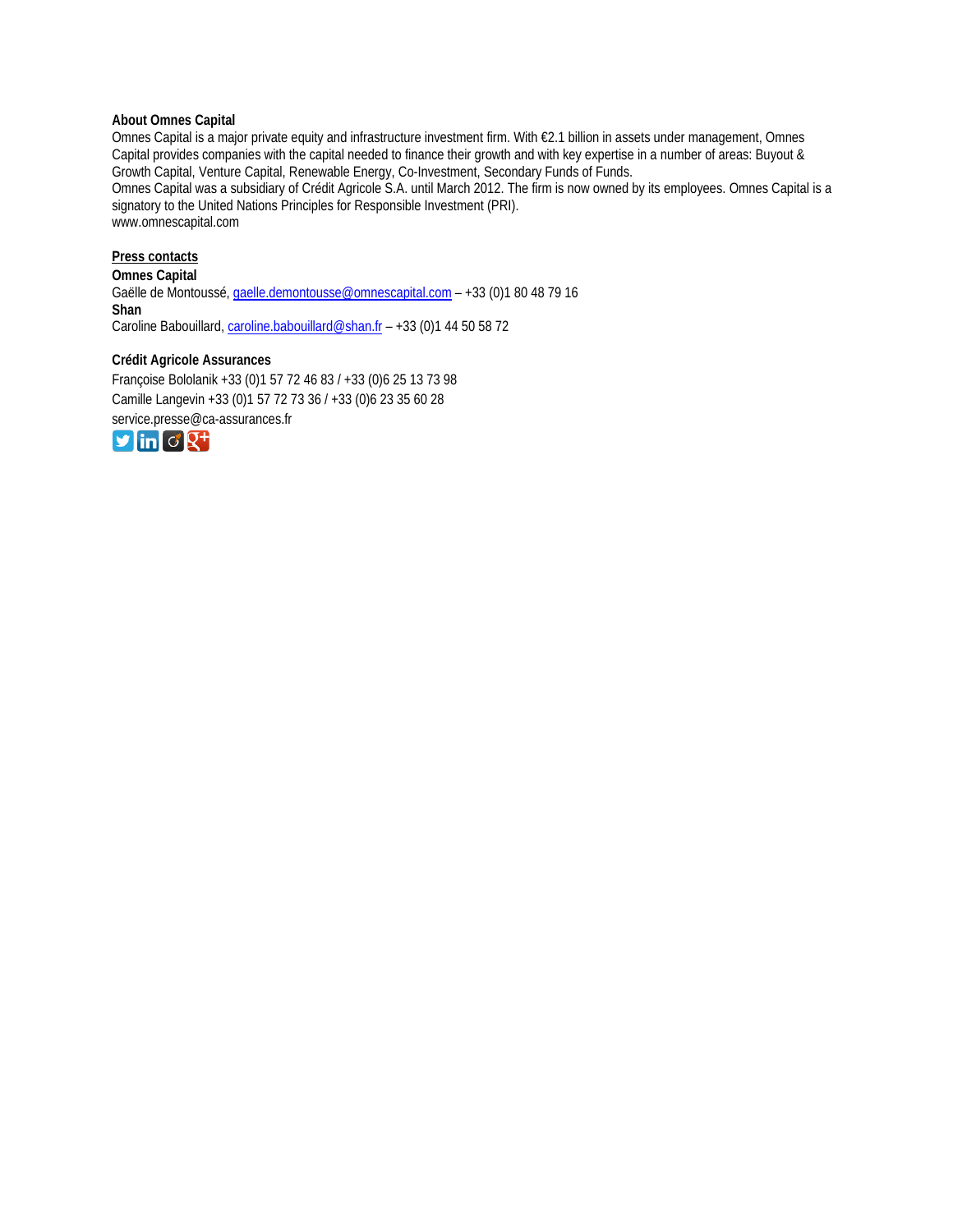**About Omnes Capital**

Omnes Capital is a major private equity and infrastructure investment firm. With €2.1 billion in assets under management, Omnes Capital provides companies with the capital needed to finance their growth and with key expertise in a number of areas: Buyout & Growth Capital, Venture Capital, Renewable Energy, Co-Investment, Secondary Funds of Funds.
Omnes Capital was a subsidiary of Crédit Agricole S.A. until March 2012. The firm is now owned by its employees. Omnes Capital is a signatory to the United Nations Principles for Responsible Investment (PRI).
www.omnescapital.com

**Press contacts**

**Omnes Capital**
Gaëlle de Montoussé, gaelle.demontousse@omnescapital.com – +33 (0)1 80 48 79 16
**Shan**
Caroline Babouillard, caroline.babouillard@shan.fr – +33 (0)1 44 50 58 72

**Crédit Agricole Assurances**

Françoise Bololanik +33 (0)1 57 72 46 83 / +33 (0)6 25 13 73 98
Camille Langevin +33 (0)1 57 72 73 36 / +33 (0)6 23 35 60 28
service.presse@ca-assurances.fr